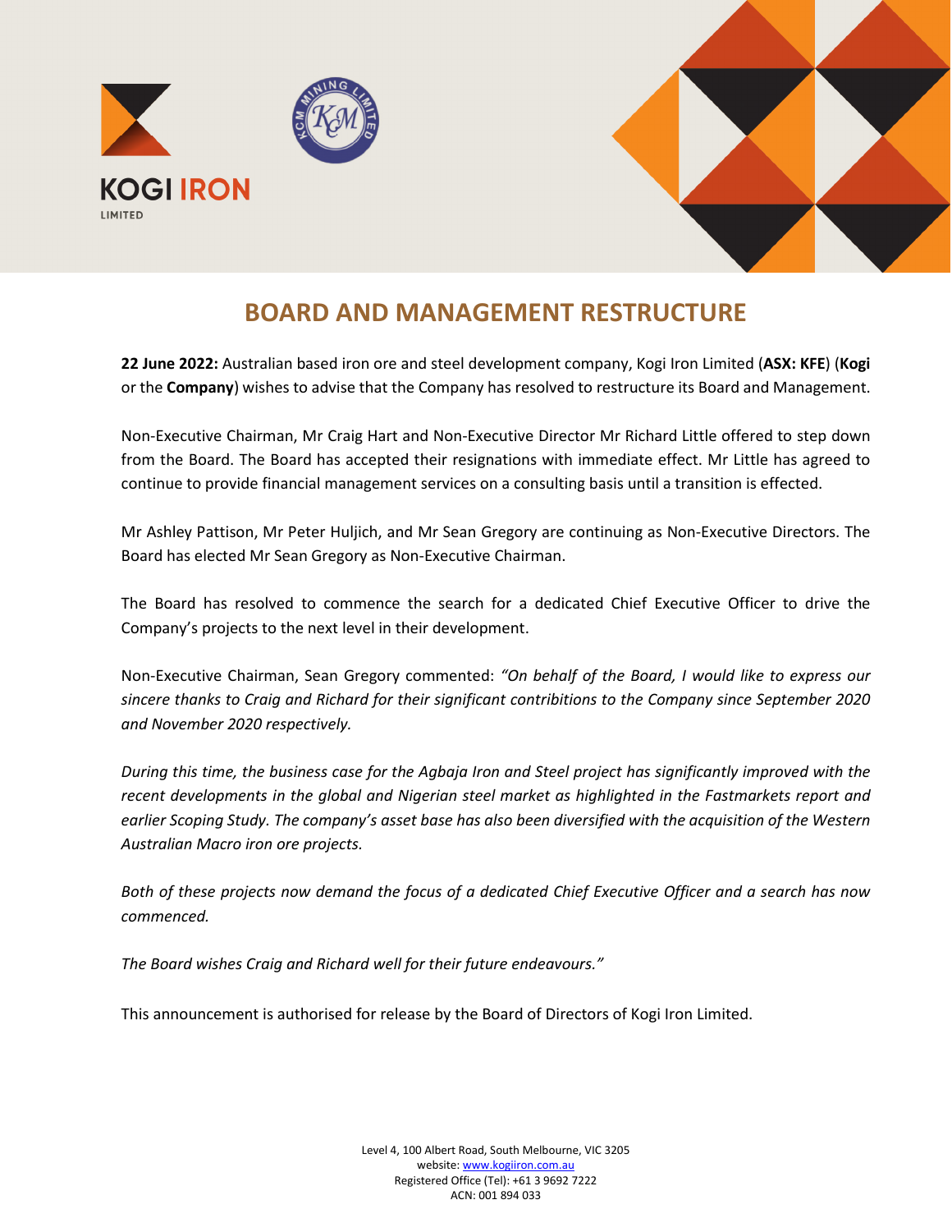KOGI IRON LIMITED

# BOARD AND MANAGEMENT RESTRUCTURE

**22 June 2022:** Australian based iron ore and steel development company, Kogi Iron Limited (**ASX: KFE**) (**Kogi** or the **Company**) wishes to advise that the Company has resolved to restructure its Board and Management.

Non-Executive Chairman, Mr Craig Hart and Non-Executive Director Mr Richard Little offered to step down from the Board. The Board has accepted their resignations with immediate effect. Mr Little has agreed to continue to provide financial management services on a consulting basis until a transition is effected.

Mr Ashley Pattison, Mr Peter Huljich, and Mr Sean Gregory are continuing as Non-Executive Directors. The Board has elected Mr Sean Gregory as Non-Executive Chairman.

The Board has resolved to commence the search for a dedicated Chief Executive Officer to drive the Company's projects to the next level in their development.

Non-Executive Chairman, Sean Gregory commented: *"On behalf of the Board, I would like to express our sincere thanks to Craig and Richard for their significant contribitions to the Company since September 2020 and November 2020 respectively.*

*During this time, the business case for the Agbaja Iron and Steel project has significantly improved with the recent developments in the global and Nigerian steel market as highlighted in the Fastmarkets report and earlier Scoping Study. The company's asset base has also been diversified with the acquisition of the Western Australian Macro iron ore projects.*

*Both of these projects now demand the focus of a dedicated Chief Executive Officer and a search has now commenced.*

*The Board wishes Craig and Richard well for their future endeavours."*

This announcement is authorised for release by the Board of Directors of Kogi Iron Limited.

Level 4, 100 Albert Road, South Melbourne, VIC 3205
website: www.kogiiron.com.au
Registered Office (Tel): +61 3 9692 7222
ACN: 001 894 033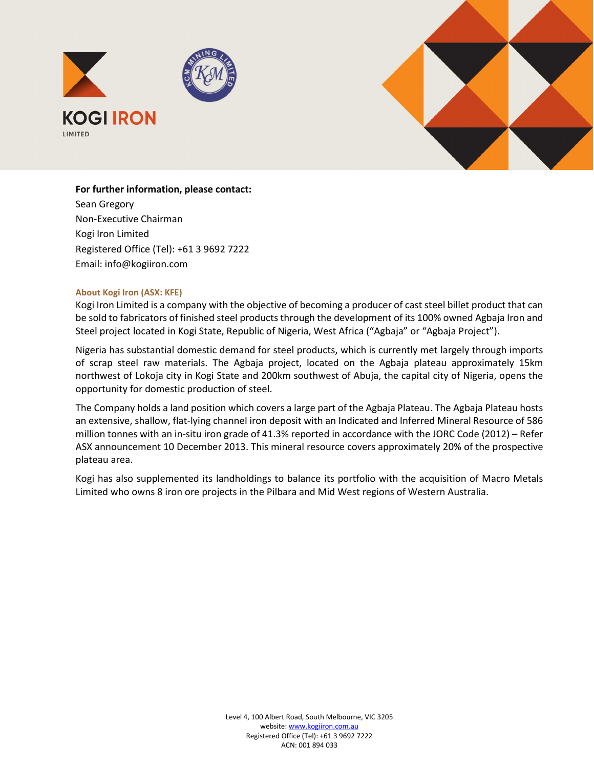**For further information, please contact:**

Sean Gregory
Non-Executive Chairman
Kogi Iron Limited
Registered Office (Tel): +61 3 9692 7222
Email: info@kogiiron.com

**About Kogi Iron (ASX: KFE)**

Kogi Iron Limited is a company with the objective of becoming a producer of cast steel billet product that can be sold to fabricators of finished steel products through the development of its 100% owned Agbaja Iron and Steel project located in Kogi State, Republic of Nigeria, West Africa ("Agbaja" or "Agbaja Project").

Nigeria has substantial domestic demand for steel products, which is currently met largely through imports of scrap steel raw materials. The Agbaja project, located on the Agbaja plateau approximately 15km northwest of Lokoja city in Kogi State and 200km southwest of Abuja, the capital city of Nigeria, opens the opportunity for domestic production of steel.

The Company holds a land position which covers a large part of the Agbaja Plateau. The Agbaja Plateau hosts an extensive, shallow, flat-lying channel iron deposit with an Indicated and Inferred Mineral Resource of 586 million tonnes with an in-situ iron grade of 41.3% reported in accordance with the JORC Code (2012) – Refer ASX announcement 10 December 2013. This mineral resource covers approximately 20% of the prospective plateau area.

Kogi has also supplemented its landholdings to balance its portfolio with the acquisition of Macro Metals Limited who owns 8 iron ore projects in the Pilbara and Mid West regions of Western Australia.